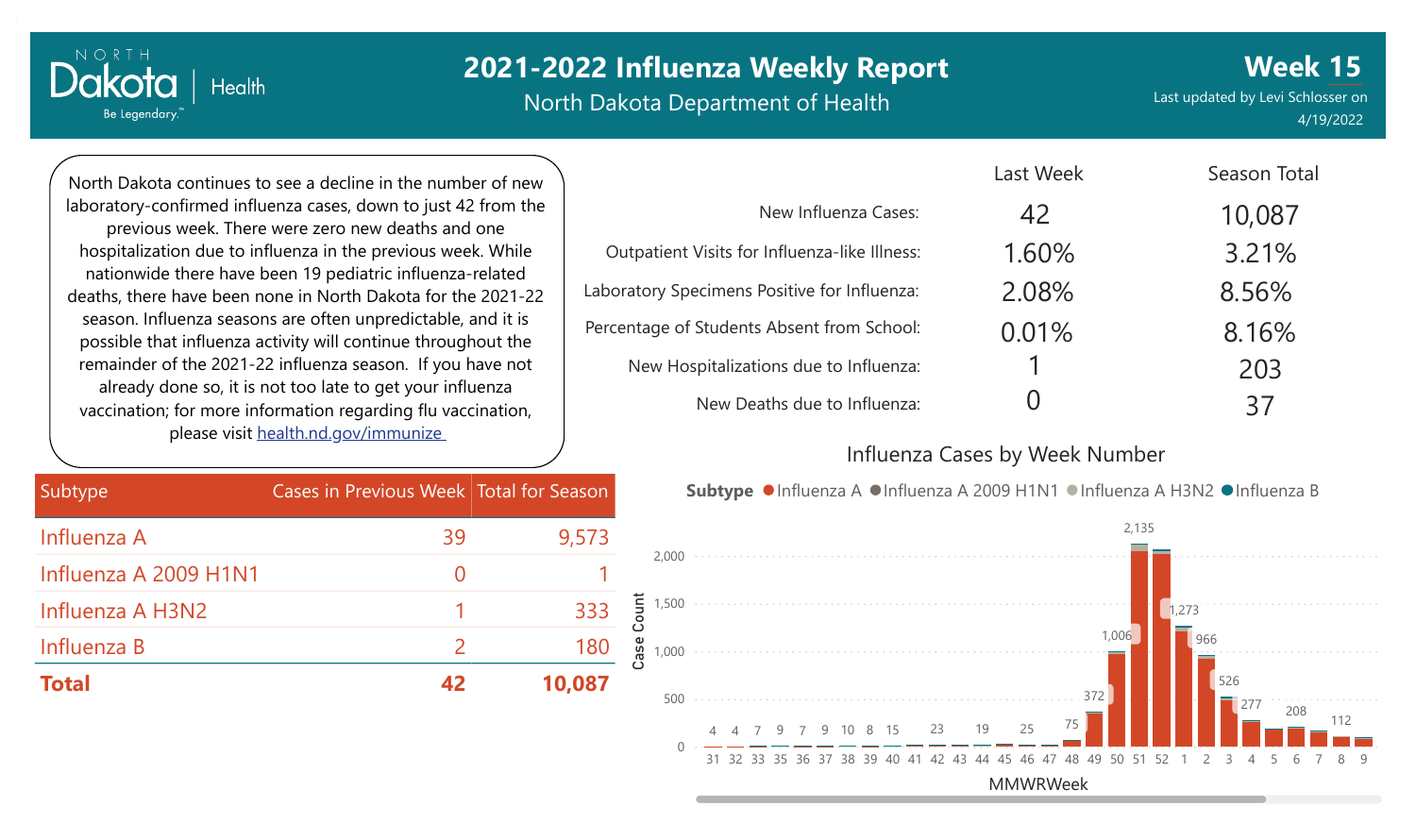# 2021-2022 Influenza Weekly Report

North Dakota Department of Health

**Week 15**

Last updated by Levi Schlosser on 4/19/2022

North Dakota continues to see a decline in the number of new laboratory-confirmed influenza cases, down to just 42 from the previous week. There were zero new deaths and one hospitalization due to influenza in the previous week. While nationwide there have been 19 pediatric influenza-related deaths, there have been none in North Dakota for the 2021-22 season. Influenza seasons are often unpredictable, and it is possible that influenza activity will continue throughout the remainder of the 2021-22 influenza season. If you have not already done so, it is not too late to get your influenza vaccination; for more information regarding flu vaccination, please visit [health.nd.gov/immunize](health.nd.gov/immunize)

| | Last Week | Season Total |
|---|---|---|
| New Influenza Cases: | 42 | 10,087 |
| Outpatient Visits for Influenza-like Illness: | 1.60% | 3.21% |
| Laboratory Specimens Positive for Influenza: | 2.08% | 8.56% |
| Percentage of Students Absent from School: | 0.01% | 8.16% |
| New Hospitalizations due to Influenza: | 1 | 203 |
| New Deaths due to Influenza: | 0 | 37 |

| Subtype | Cases in Previous Week | Total for Season |
|---|---|---|
| Influenza A | 39 | 9,573 |
| Influenza A 2009 H1N1 | 0 | 1 |
| Influenza A H3N2 | 1 | 333 |
| Influenza B | 2 | 180 |
| **Total** | **42** | **10,087** |

## Influenza Cases by Week Number

Subtype: Influenza A, Influenza A 2009 H1N1, Influenza A H3N2, Influenza B

| MMWRWeek | 31 | 32 | 33 | 35 | 36 | 37 | 38 | 39 | 40 | 41 | 42 | 43 | 44 | 45 | 46 | 47 | 48 | 49 | 50 | 51 | 52 | 1 | 2 | 3 | 4 | 5 | 6 | 7 | 8 | 9 |
|---|---|---|---|---|---|---|---|---|---|---|---|---|---|---|---|---|---|---|---|---|---|---|---|---|---|---|---|---|---|---|
| Case Count | 4 | 4 | 7 | 9 | 7 | 9 | 10 | 8 | 15 | | 23 | | 19 | | 25 | | 75 | 372 | 1,006 | 2,135 | | 1,273 | 966 | 526 | 277 | | 208 | | 112 | |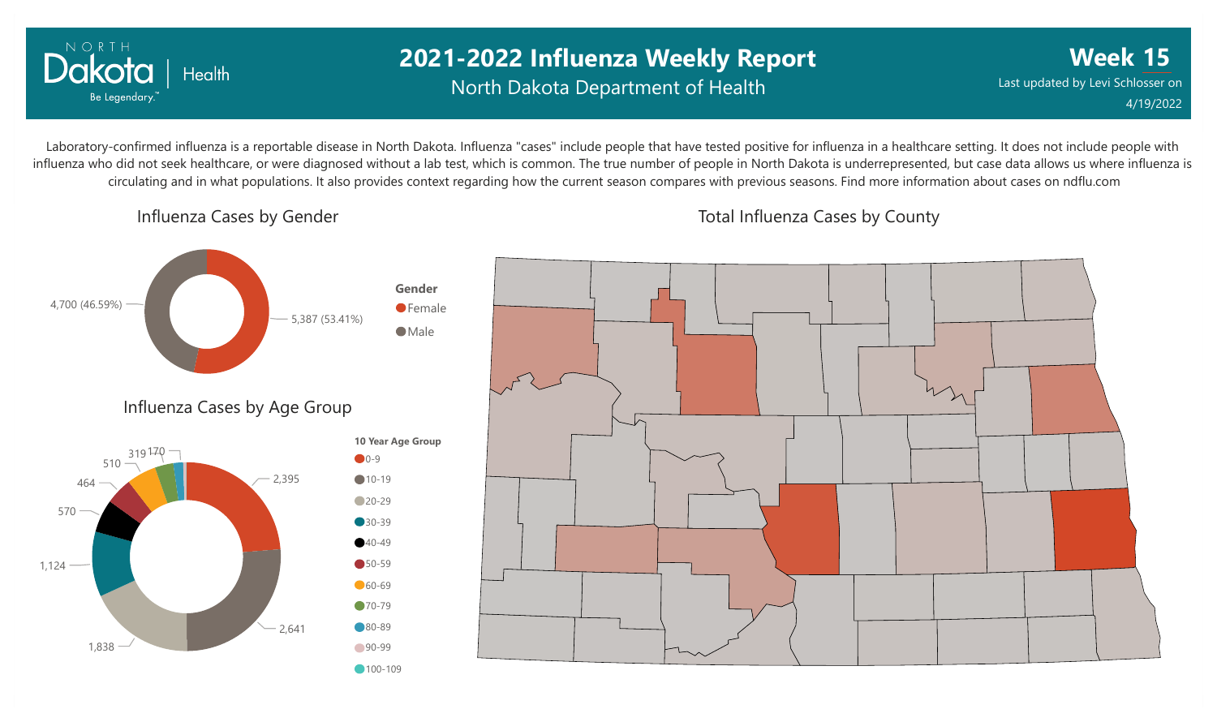# 2021-2022 Influenza Weekly Report

North Dakota Department of Health

**Week 15**

Last updated by Levi Schlosser on 4/19/2022

Laboratory-confirmed influenza is a reportable disease in North Dakota. Influenza "cases" include people that have tested positive for influenza in a healthcare setting. It does not include people with influenza who did not seek healthcare, or were diagnosed without a lab test, which is common. The true number of people in North Dakota is underrepresented, but case data allows us where influenza is circulating and in what populations. It also provides context regarding how the current season compares with previous seasons. Find more information about cases on ndflu.com

## Influenza Cases by Gender

| Gender | Cases |
| --- | --- |
| Female | 5,387 (53.41%) |
| Male | 4,700 (46.59%) |

## Influenza Cases by Age Group

| 10 Year Age Group | Cases |
| --- | --- |
| 0-9 | 2,395 |
| 10-19 | 2,641 |
| 20-29 | 1,838 |
| 30-39 | 1,124 |
| 40-49 | 570 |
| 50-59 | 464 |
| 60-69 | 510 |
| 70-79 | 319 |
| 80-89 | 170 |
| 90-99 | |
| 100-109 | |

## Total Influenza Cases by County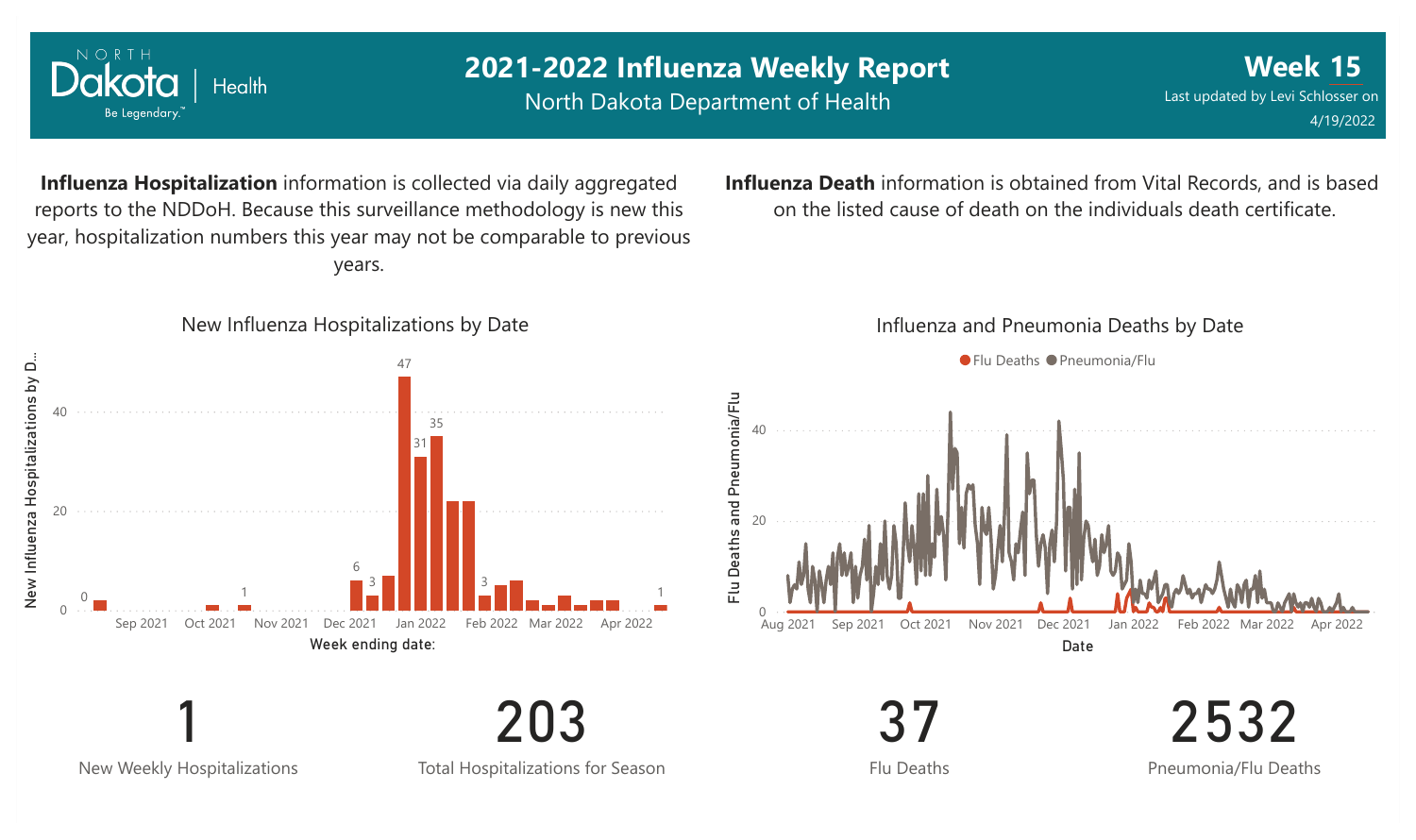# 2021-2022 Influenza Weekly Report

North Dakota Department of Health

**Week 15**

Last updated by Levi Schlosser on 4/19/2022

**Influenza Hospitalization** information is collected via daily aggregated reports to the NDDoH. Because this surveillance methodology is new this year, hospitalization numbers this year may not be comparable to previous years.

**Influenza Death** information is obtained from Vital Records, and is based on the listed cause of death on the individuals death certificate.

New Influenza Hospitalizations by Date

Influenza and Pneumonia Deaths by Date

| 1 | 203 | 37 | 2532 |
|---|---|---|---|
| New Weekly Hospitalizations | Total Hospitalizations for Season | Flu Deaths | Pneumonia/Flu Deaths |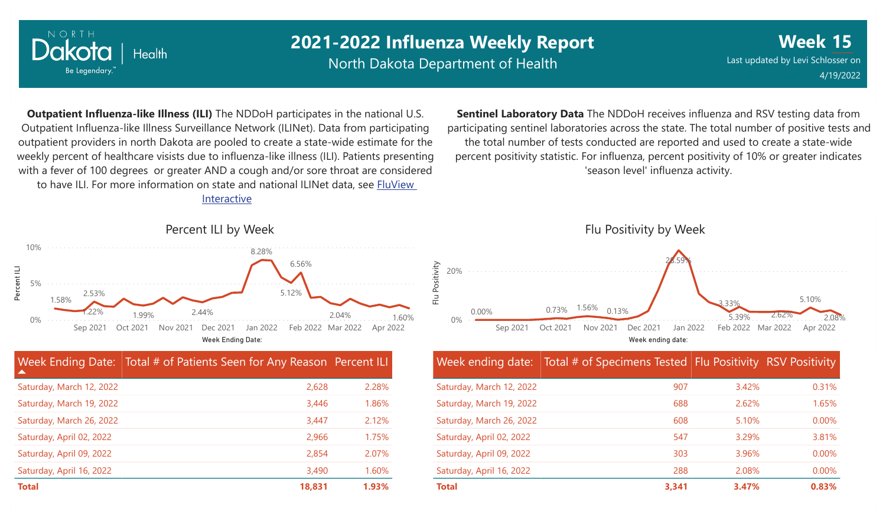# 2021-2022 Influenza Weekly Report

North Dakota Department of Health

**Week 15**

Last updated by Levi Schlosser on 4/19/2022

**Outpatient Influenza-like Illness (ILI)** The NDDoH participates in the national U.S. Outpatient Influenza-like Illness Surveillance Network (ILINet). Data from participating outpatient providers in north Dakota are pooled to create a state-wide estimate for the weekly percent of healthcare visists due to influenza-like illness (ILI). Patients presenting with a fever of 100 degrees or greater AND a cough and/or sore throat are considered to have ILI. For more information on state and national ILINet data, see FluView Interactive

**Sentinel Laboratory Data** The NDDoH receives influenza and RSV testing data from participating sentinel laboratories across the state. The total number of positive tests and the total number of tests conducted are reported and used to create a state-wide percent positivity statistic. For influenza, percent positivity of 10% or greater indicates 'season level' influenza activity.

## Percent ILI by Week

| Week Ending Date: | Total # of Patients Seen for Any Reason | Percent ILI |
|---|---|---|
| Saturday, March 12, 2022 | 2,628 | 2.28% |
| Saturday, March 19, 2022 | 3,446 | 1.86% |
| Saturday, March 26, 2022 | 3,447 | 2.12% |
| Saturday, April 02, 2022 | 2,966 | 1.75% |
| Saturday, April 09, 2022 | 2,854 | 2.07% |
| Saturday, April 16, 2022 | 3,490 | 1.60% |
| **Total** | **18,831** | **1.93%** |

## Flu Positivity by Week

| Week ending date: | Total # of Specimens Tested | Flu Positivity | RSV Positivity |
|---|---|---|---|
| Saturday, March 12, 2022 | 907 | 3.42% | 0.31% |
| Saturday, March 19, 2022 | 688 | 2.62% | 1.65% |
| Saturday, March 26, 2022 | 608 | 5.10% | 0.00% |
| Saturday, April 02, 2022 | 547 | 3.29% | 3.81% |
| Saturday, April 09, 2022 | 303 | 3.96% | 0.00% |
| Saturday, April 16, 2022 | 288 | 2.08% | 0.00% |
| **Total** | **3,341** | **3.47%** | **0.83%** |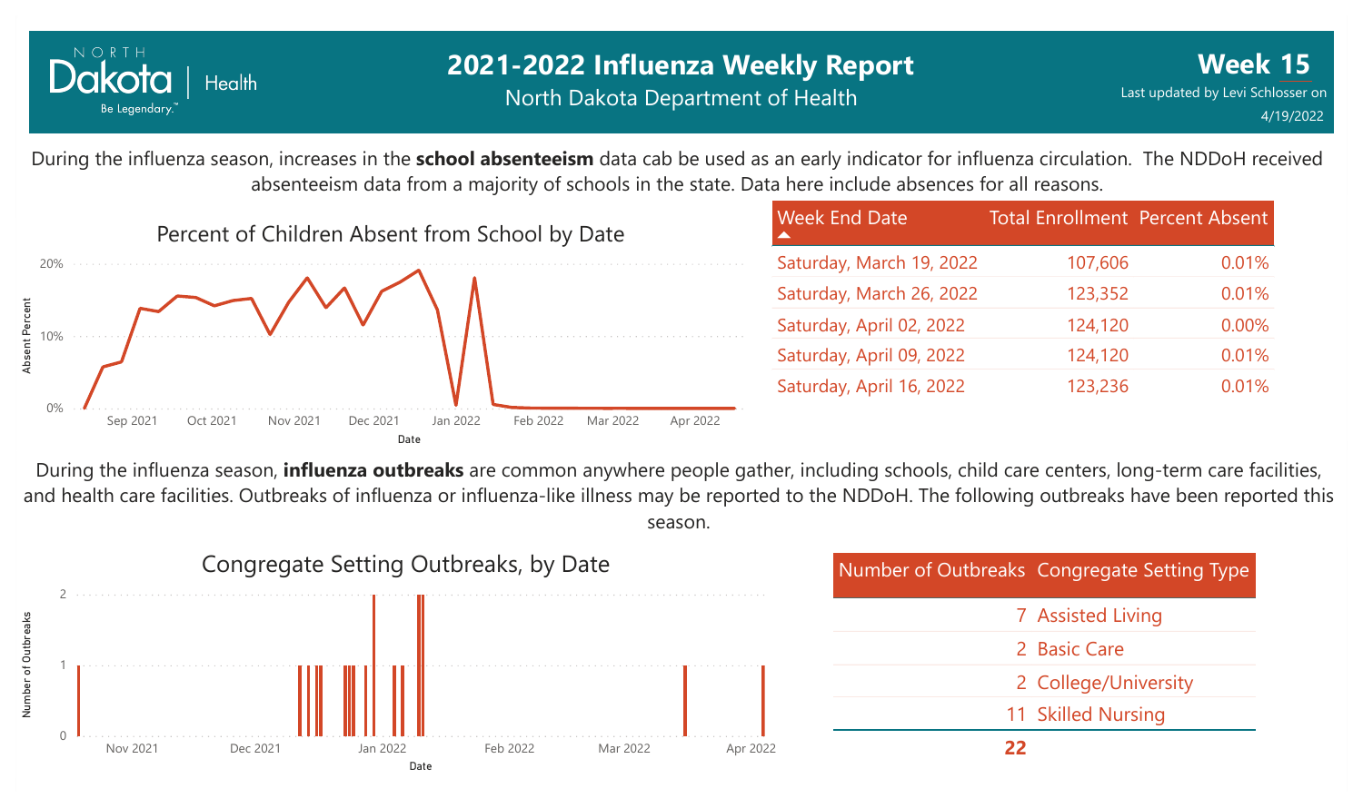# 2021-2022 Influenza Weekly Report

North Dakota Department of Health

**Week 15**

Last updated by Levi Schlosser on 4/19/2022

During the influenza season, increases in the **school absenteeism** data cab be used as an early indicator for influenza circulation. The NDDoH received absenteeism data from a majority of schools in the state. Data here include absences for all reasons.

Percent of Children Absent from School by Date

| Week End Date | Total Enrollment | Percent Absent |
|---|---|---|
| Saturday, March 19, 2022 | 107,606 | 0.01% |
| Saturday, March 26, 2022 | 123,352 | 0.01% |
| Saturday, April 02, 2022 | 124,120 | 0.00% |
| Saturday, April 09, 2022 | 124,120 | 0.01% |
| Saturday, April 16, 2022 | 123,236 | 0.01% |

During the influenza season, **influenza outbreaks** are common anywhere people gather, including schools, child care centers, long-term care facilities, and health care facilities. Outbreaks of influenza or influenza-like illness may be reported to the NDDoH. The following outbreaks have been reported this season.

Congregate Setting Outbreaks, by Date

| Number of Outbreaks | Congregate Setting Type |
|---|---|
| 7 | Assisted Living |
| 2 | Basic Care |
| 2 | College/University |
| 11 | Skilled Nursing |
| **22** | |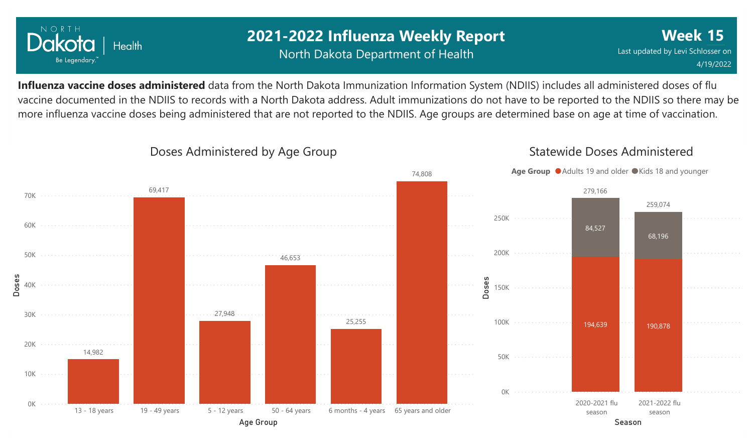# 2021-2022 Influenza Weekly Report

North Dakota Department of Health

**Week 15**

Last updated by Levi Schlosser on 4/19/2022

**Influenza vaccine doses administered** data from the North Dakota Immunization Information System (NDIIS) includes all administered doses of flu vaccine documented in the NDIIS to records with a North Dakota address. Adult immunizations do not have to be reported to the NDIIS so there may be more influenza vaccine doses being administered that are not reported to the NDIIS. Age groups are determined base on age at time of vaccination.

## Doses Administered by Age Group

| Age Group | Doses |
|---|---|
| 13 - 18 years | 14,982 |
| 19 - 49 years | 69,417 |
| 5 - 12 years | 27,948 |
| 50 - 64 years | 46,653 |
| 6 months - 4 years | 25,255 |
| 65 years and older | 74,808 |

## Statewide Doses Administered

| Season | Adults 19 and older | Kids 18 and younger | Total |
|---|---|---|---|
| 2020-2021 flu season | 194,639 | 84,527 | 279,166 |
| 2021-2022 flu season | 190,878 | 68,196 | 259,074 |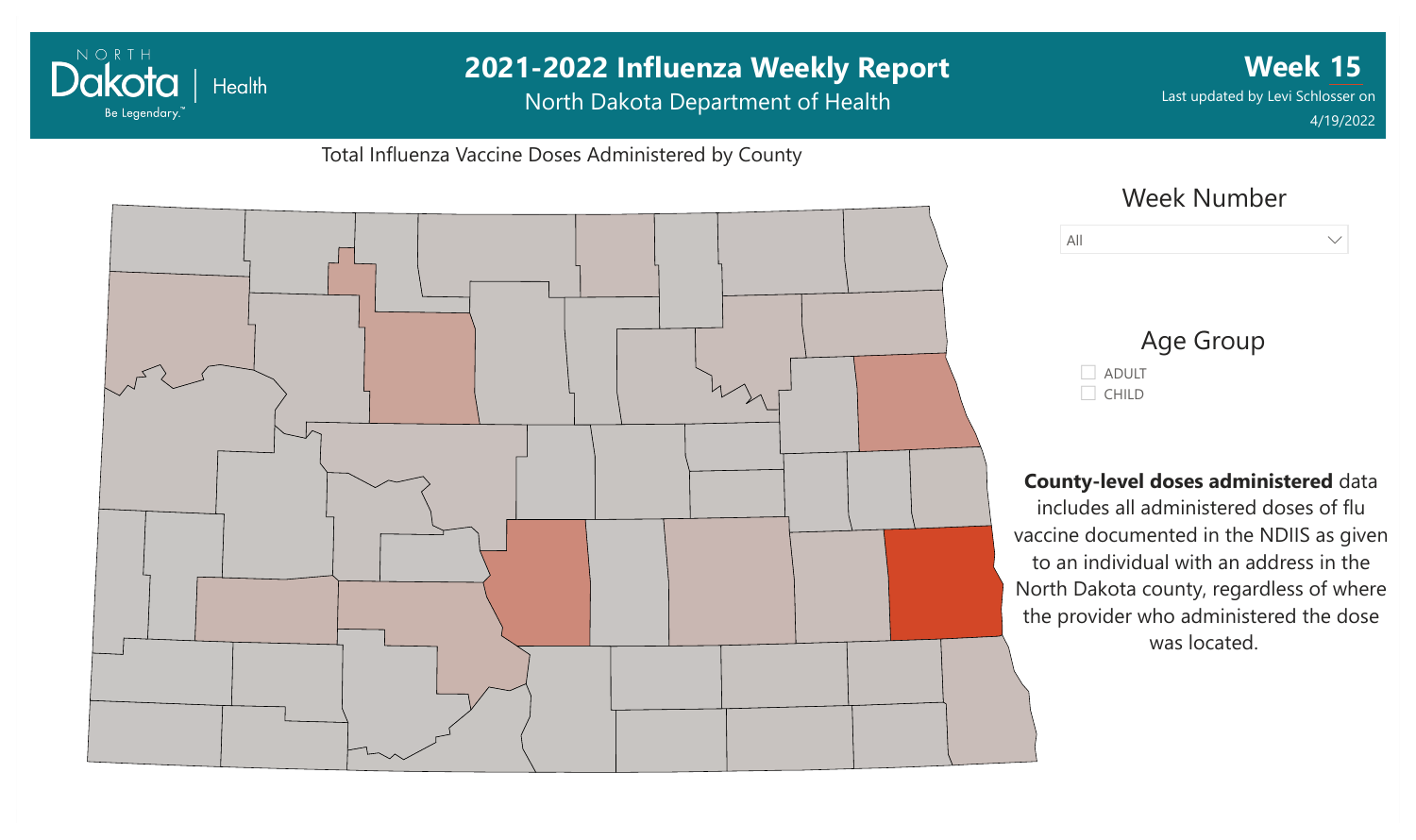# 2021-2022 Influenza Weekly Report

North Dakota Department of Health

**Week 15**

Last updated by Levi Schlosser on 4/19/2022

Total Influenza Vaccine Doses Administered by County

Week Number

All

Age Group

- ADULT
- CHILD

**County-level doses administered** data includes all administered doses of flu vaccine documented in the NDIIS as given to an individual with an address in the North Dakota county, regardless of where the provider who administered the dose was located.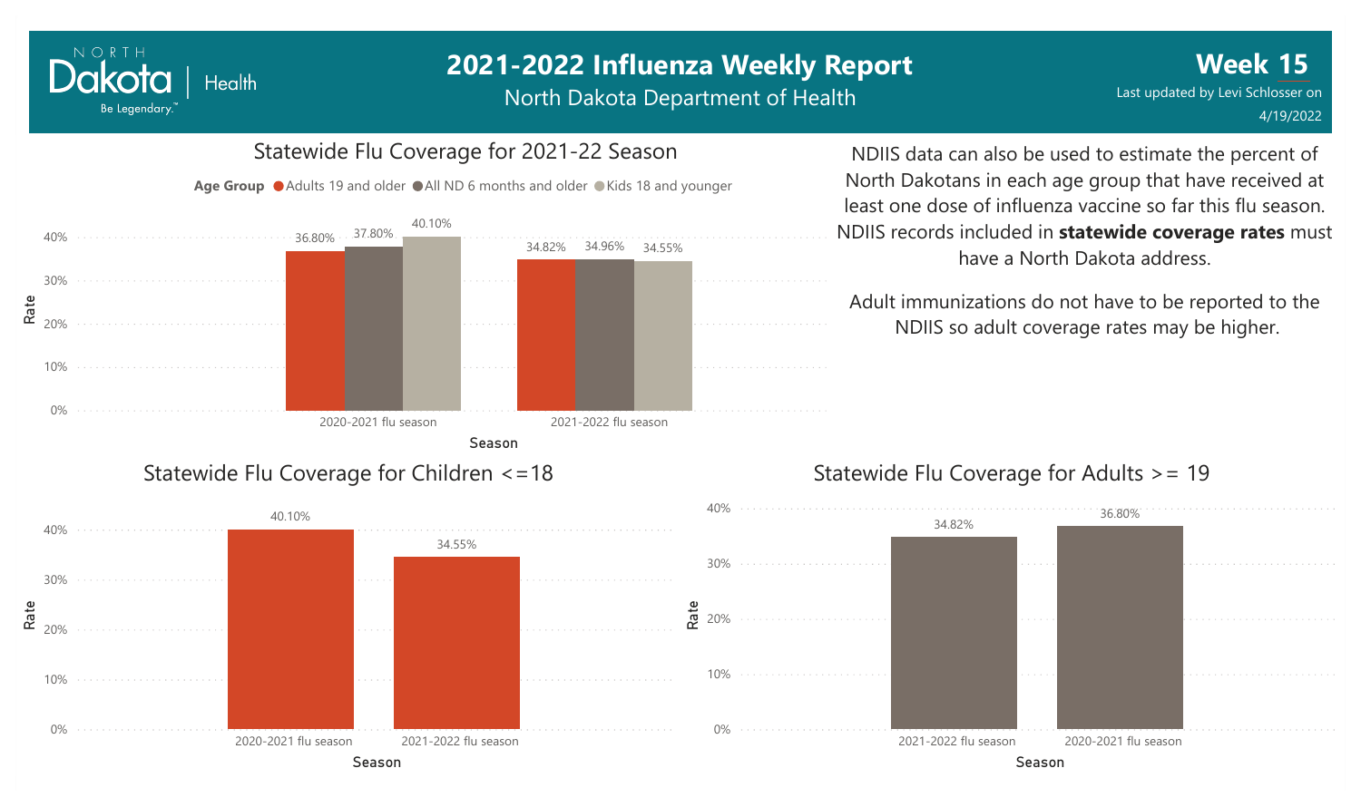# 2021-2022 Influenza Weekly Report

North Dakota Department of Health

**Week 15**

Last updated by Levi Schlosser on 4/19/2022

## Statewide Flu Coverage for 2021-22 Season

**Age Group** ● Adults 19 and older ● All ND 6 months and older ● Kids 18 and younger

| Season | Adults 19 and older | All ND 6 months and older | Kids 18 and younger |
| --- | --- | --- | --- |
| 2020-2021 flu season | 36.80% | 37.80% | 40.10% |
| 2021-2022 flu season | 34.82% | 34.96% | 34.55% |

NDIIS data can also be used to estimate the percent of North Dakotans in each age group that have received at least one dose of influenza vaccine so far this flu season. NDIIS records included in **statewide coverage rates** must have a North Dakota address.

Adult immunizations do not have to be reported to the NDIIS so adult coverage rates may be higher.

## Statewide Flu Coverage for Children <=18

| Season | Rate |
| --- | --- |
| 2020-2021 flu season | 40.10% |
| 2021-2022 flu season | 34.55% |

## Statewide Flu Coverage for Adults >= 19

| Season | Rate |
| --- | --- |
| 2021-2022 flu season | 34.82% |
| 2020-2021 flu season | 36.80% |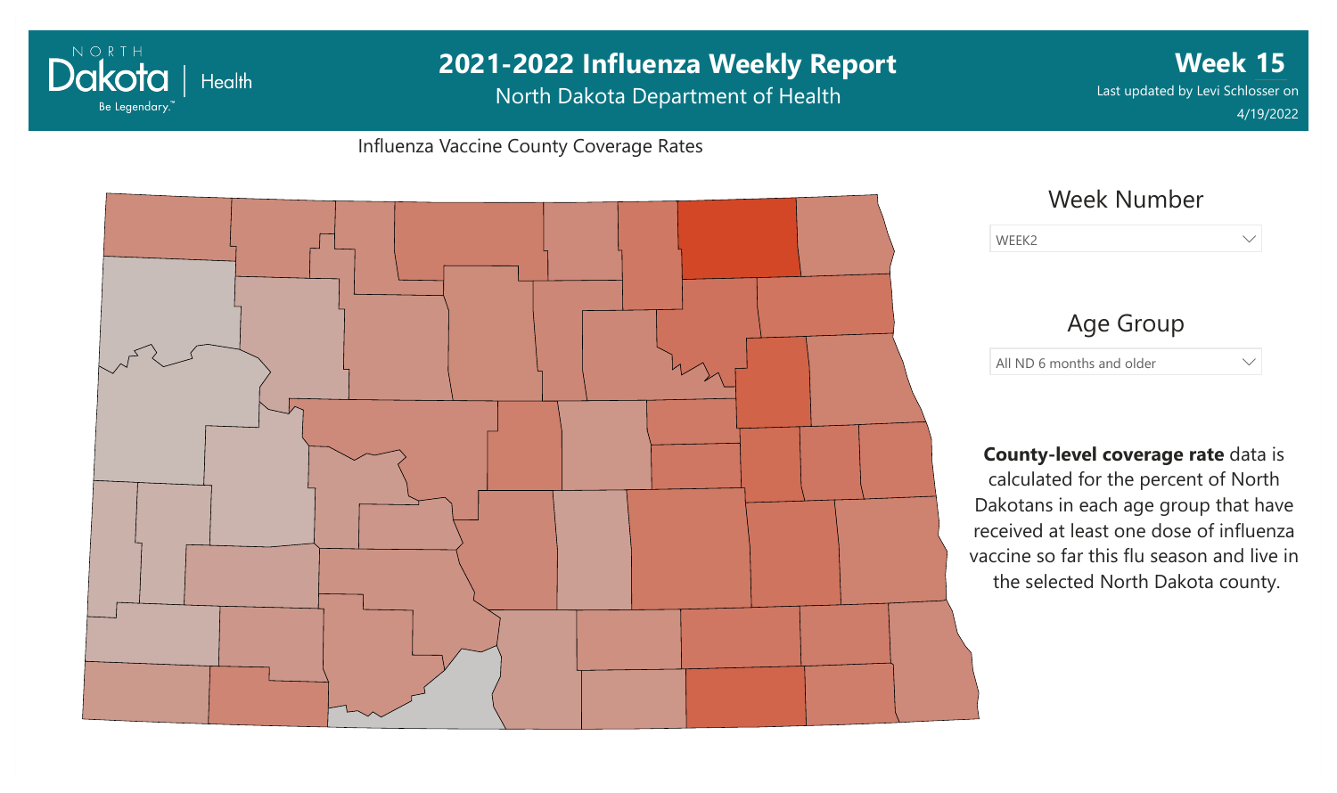# 2021-2022 Influenza Weekly Report

North Dakota Department of Health

**Week 15**

Last updated by Levi Schlosser on 4/19/2022

Influenza Vaccine County Coverage Rates

Week Number

WEEK2

Age Group

All ND 6 months and older

**County-level coverage rate** data is calculated for the percent of North Dakotans in each age group that have received at least one dose of influenza vaccine so far this flu season and live in the selected North Dakota county.